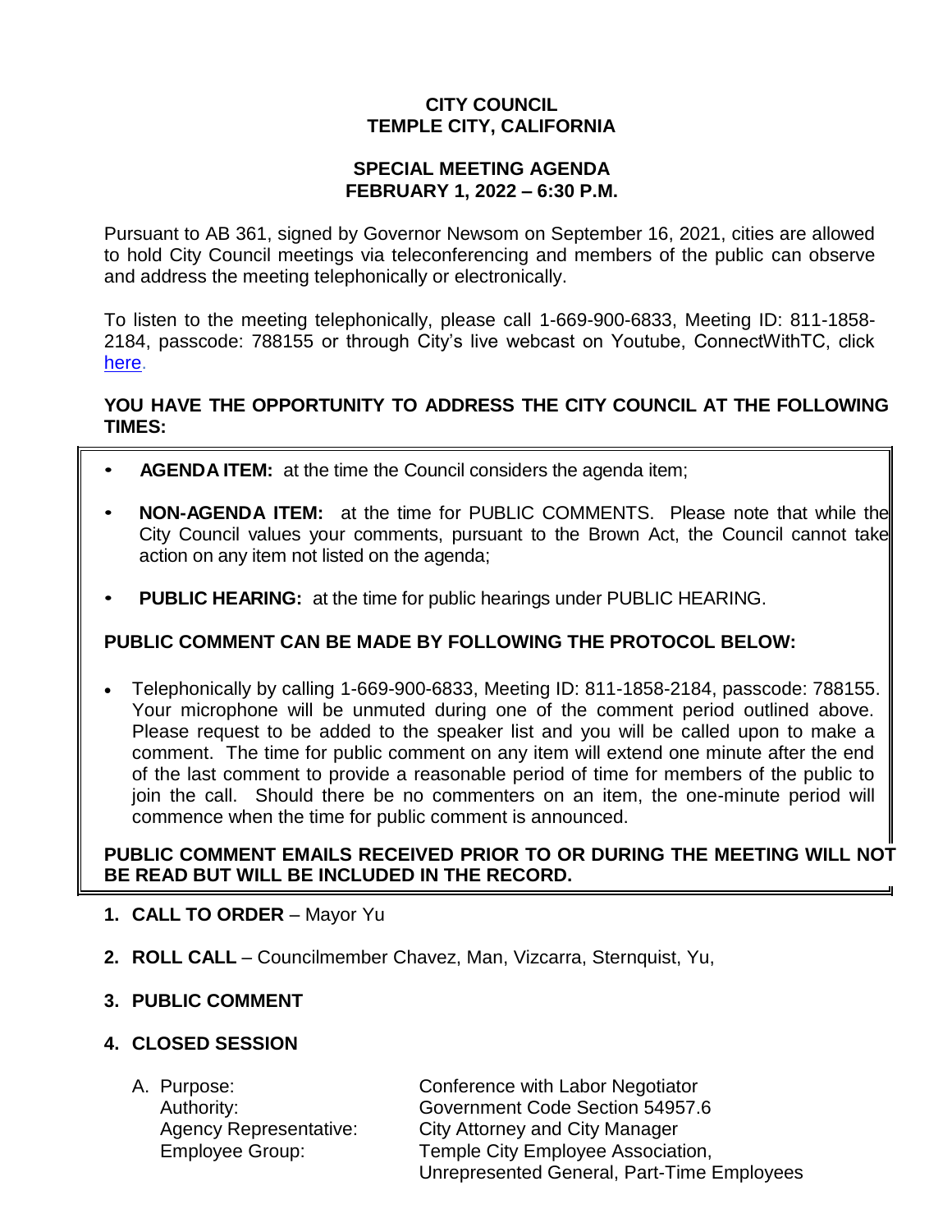# CITY COUNCIL
# TEMPLE CITY, CALIFORNIA

## SPECIAL MEETING AGENDA
## FEBRUARY 1, 2022 – 6:30 P.M.

Pursuant to AB 361, signed by Governor Newsom on September 16, 2021, cities are allowed to hold City Council meetings via teleconferencing and members of the public can observe and address the meeting telephonically or electronically.

To listen to the meeting telephonically, please call 1-669-900-6833, Meeting ID: 811-1858-2184, passcode: 788155 or through City's live webcast on Youtube, ConnectWithTC, click here.

**YOU HAVE THE OPPORTUNITY TO ADDRESS THE CITY COUNCIL AT THE FOLLOWING TIMES:**

- **AGENDA ITEM:** at the time the Council considers the agenda item;
- **NON-AGENDA ITEM:** at the time for PUBLIC COMMENTS. Please note that while the City Council values your comments, pursuant to the Brown Act, the Council cannot take action on any item not listed on the agenda;
- **PUBLIC HEARING:** at the time for public hearings under PUBLIC HEARING.

**PUBLIC COMMENT CAN BE MADE BY FOLLOWING THE PROTOCOL BELOW:**

- Telephonically by calling 1-669-900-6833, Meeting ID: 811-1858-2184, passcode: 788155. Your microphone will be unmuted during one of the comment period outlined above. Please request to be added to the speaker list and you will be called upon to make a comment. The time for public comment on any item will extend one minute after the end of the last comment to provide a reasonable period of time for members of the public to join the call. Should there be no commenters on an item, the one-minute period will commence when the time for public comment is announced.

**PUBLIC COMMENT EMAILS RECEIVED PRIOR TO OR DURING THE MEETING WILL NOT BE READ BUT WILL BE INCLUDED IN THE RECORD.**

1. **CALL TO ORDER** – Mayor Yu

2. **ROLL CALL** – Councilmember Chavez, Man, Vizcarra, Sternquist, Yu,

3. **PUBLIC COMMENT**

4. **CLOSED SESSION**

   A. Purpose: Conference with Labor Negotiator
   Authority: Government Code Section 54957.6
   Agency Representative: City Attorney and City Manager
   Employee Group: Temple City Employee Association, Unrepresented General, Part-Time Employees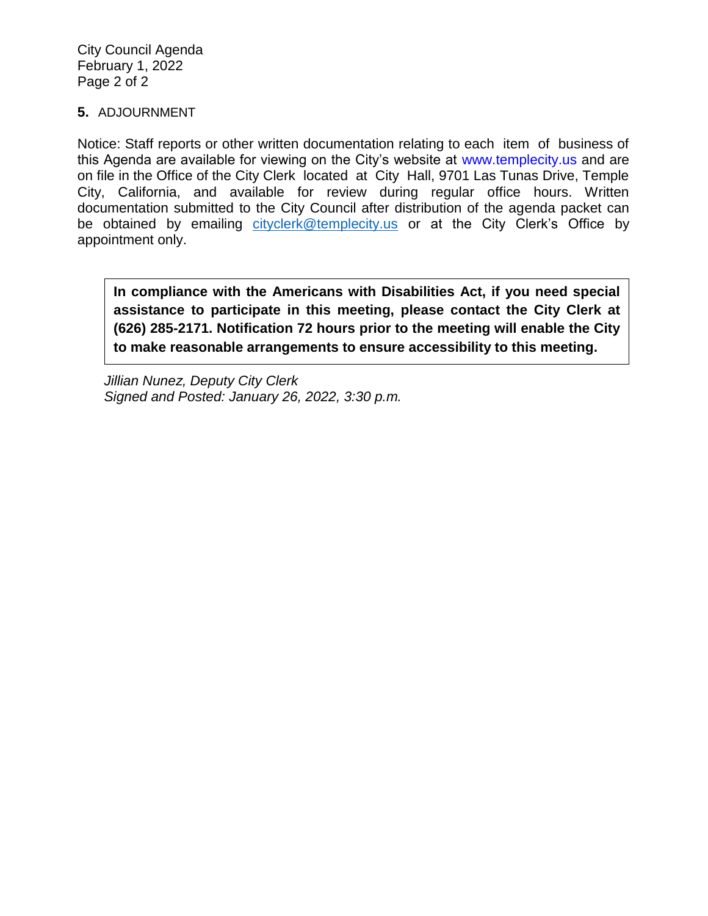**5.** ADJOURNMENT

Notice: Staff reports or other written documentation relating to each item of business of this Agenda are available for viewing on the City's website at www.templecity.us and are on file in the Office of the City Clerk located at City Hall, 9701 Las Tunas Drive, Temple City, California, and available for review during regular office hours. Written documentation submitted to the City Council after distribution of the agenda packet can be obtained by emailing cityclerk@templecity.us or at the City Clerk's Office by appointment only.

**In compliance with the Americans with Disabilities Act, if you need special assistance to participate in this meeting, please contact the City Clerk at (626) 285-2171. Notification 72 hours prior to the meeting will enable the City to make reasonable arrangements to ensure accessibility to this meeting.**

*Jillian Nunez, Deputy City Clerk*
*Signed and Posted: January 26, 2022, 3:30 p.m.*